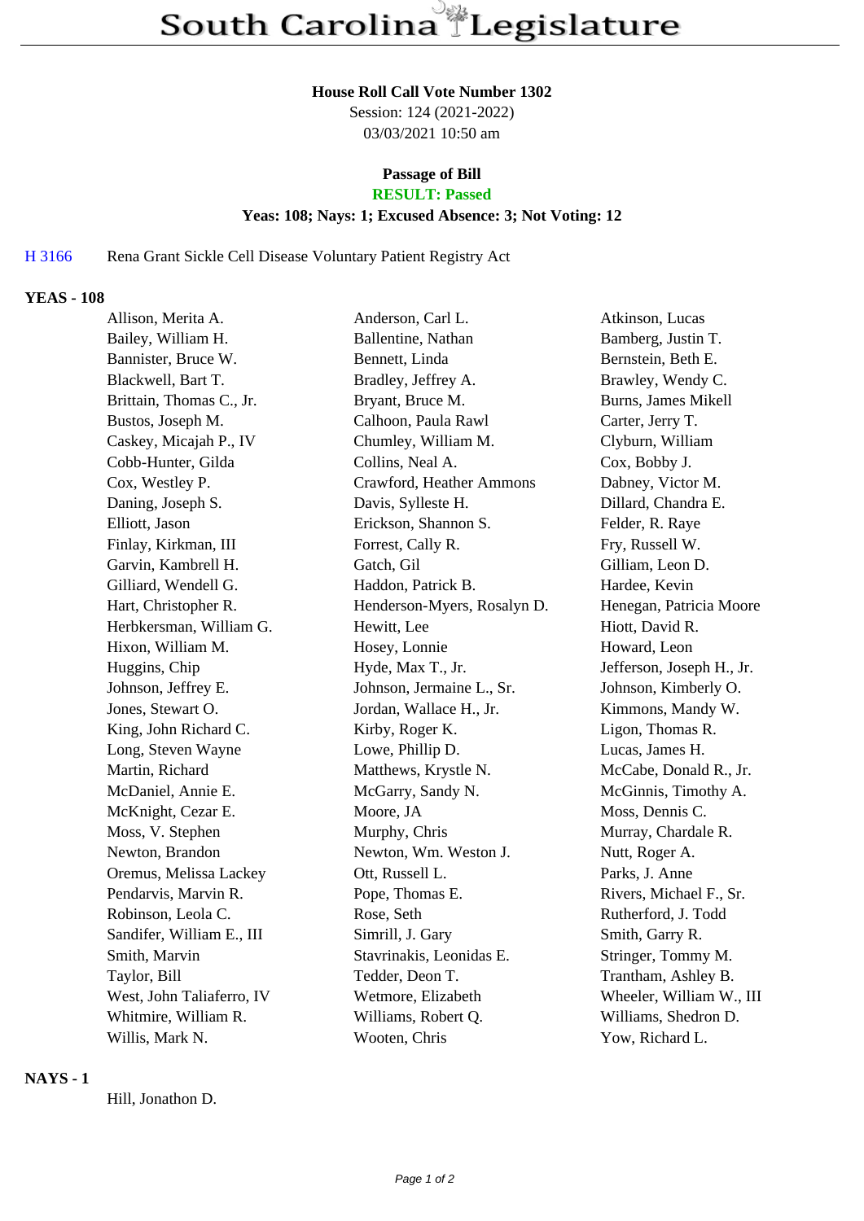# South Carolina Legislature

**House Roll Call Vote Number 1302**
Session: 124 (2021-2022)
03/03/2021 10:50 am

**Passage of Bill**
**RESULT: Passed**
**Yeas: 108; Nays: 1; Excused Absence: 3; Not Voting: 12**

H 3166 Rena Grant Sickle Cell Disease Voluntary Patient Registry Act

## YEAS - 108

| | | |
|---|---|---|
| Allison, Merita A. | Anderson, Carl L. | Atkinson, Lucas |
| Bailey, William H. | Ballentine, Nathan | Bamberg, Justin T. |
| Bannister, Bruce W. | Bennett, Linda | Bernstein, Beth E. |
| Blackwell, Bart T. | Bradley, Jeffrey A. | Brawley, Wendy C. |
| Brittain, Thomas C., Jr. | Bryant, Bruce M. | Burns, James Mikell |
| Bustos, Joseph M. | Calhoon, Paula Rawl | Carter, Jerry T. |
| Caskey, Micajah P., IV | Chumley, William M. | Clyburn, William |
| Cobb-Hunter, Gilda | Collins, Neal A. | Cox, Bobby J. |
| Cox, Westley P. | Crawford, Heather Ammons | Dabney, Victor M. |
| Daning, Joseph S. | Davis, Sylleste H. | Dillard, Chandra E. |
| Elliott, Jason | Erickson, Shannon S. | Felder, R. Raye |
| Finlay, Kirkman, III | Forrest, Cally R. | Fry, Russell W. |
| Garvin, Kambrell H. | Gatch, Gil | Gilliam, Leon D. |
| Gilliard, Wendell G. | Haddon, Patrick B. | Hardee, Kevin |
| Hart, Christopher R. | Henderson-Myers, Rosalyn D. | Henegan, Patricia Moore |
| Herbkersman, William G. | Hewitt, Lee | Hiott, David R. |
| Hixon, William M. | Hosey, Lonnie | Howard, Leon |
| Huggins, Chip | Hyde, Max T., Jr. | Jefferson, Joseph H., Jr. |
| Johnson, Jeffrey E. | Johnson, Jermaine L., Sr. | Johnson, Kimberly O. |
| Jones, Stewart O. | Jordan, Wallace H., Jr. | Kimmons, Mandy W. |
| King, John Richard C. | Kirby, Roger K. | Ligon, Thomas R. |
| Long, Steven Wayne | Lowe, Phillip D. | Lucas, James H. |
| Martin, Richard | Matthews, Krystle N. | McCabe, Donald R., Jr. |
| McDaniel, Annie E. | McGarry, Sandy N. | McGinnis, Timothy A. |
| McKnight, Cezar E. | Moore, JA | Moss, Dennis C. |
| Moss, V. Stephen | Murphy, Chris | Murray, Chardale R. |
| Newton, Brandon | Newton, Wm. Weston J. | Nutt, Roger A. |
| Oremus, Melissa Lackey | Ott, Russell L. | Parks, J. Anne |
| Pendarvis, Marvin R. | Pope, Thomas E. | Rivers, Michael F., Sr. |
| Robinson, Leola C. | Rose, Seth | Rutherford, J. Todd |
| Sandifer, William E., III | Simrill, J. Gary | Smith, Garry R. |
| Smith, Marvin | Stavrinakis, Leonidas E. | Stringer, Tommy M. |
| Taylor, Bill | Tedder, Deon T. | Trantham, Ashley B. |
| West, John Taliaferro, IV | Wetmore, Elizabeth | Wheeler, William W., III |
| Whitmire, William R. | Williams, Robert Q. | Williams, Shedron D. |
| Willis, Mark N. | Wooten, Chris | Yow, Richard L. |

## NAYS - 1

Hill, Jonathon D.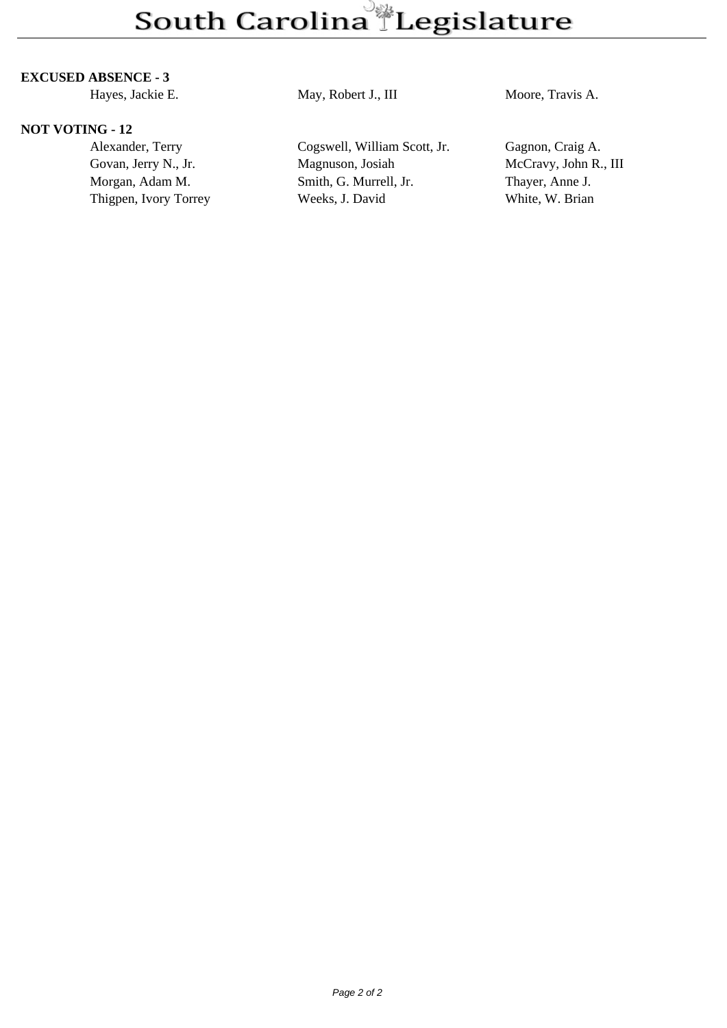**EXCUSED ABSENCE - 3**

| | | |
|---|---|---|
| Hayes, Jackie E. | May, Robert J., III | Moore, Travis A. |

**NOT VOTING - 12**

| | | |
|---|---|---|
| Alexander, Terry | Cogswell, William Scott, Jr. | Gagnon, Craig A. |
| Govan, Jerry N., Jr. | Magnuson, Josiah | McCravy, John R., III |
| Morgan, Adam M. | Smith, G. Murrell, Jr. | Thayer, Anne J. |
| Thigpen, Ivory Torrey | Weeks, J. David | White, W. Brian |